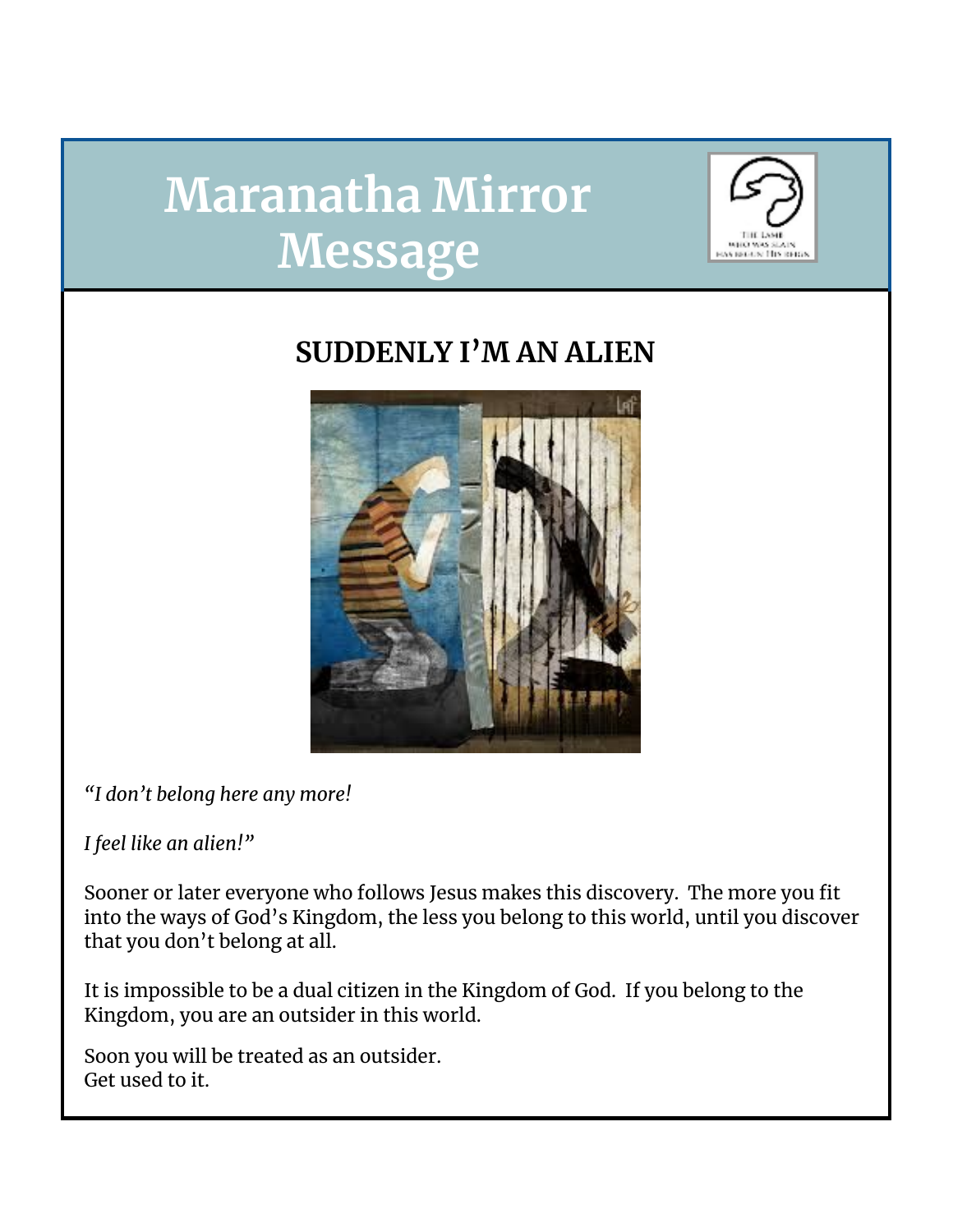# Maranatha Mirror Message

## SUDDENLY I'M AN ALIEN

*"I don't belong here any more!*

*I feel like an alien!"*

Sooner or later everyone who follows Jesus makes this discovery. The more you fit into the ways of God's Kingdom, the less you belong to this world, until you discover that you don't belong at all.

It is impossible to be a dual citizen in the Kingdom of God. If you belong to the Kingdom, you are an outsider in this world.

Soon you will be treated as an outsider.
Get used to it.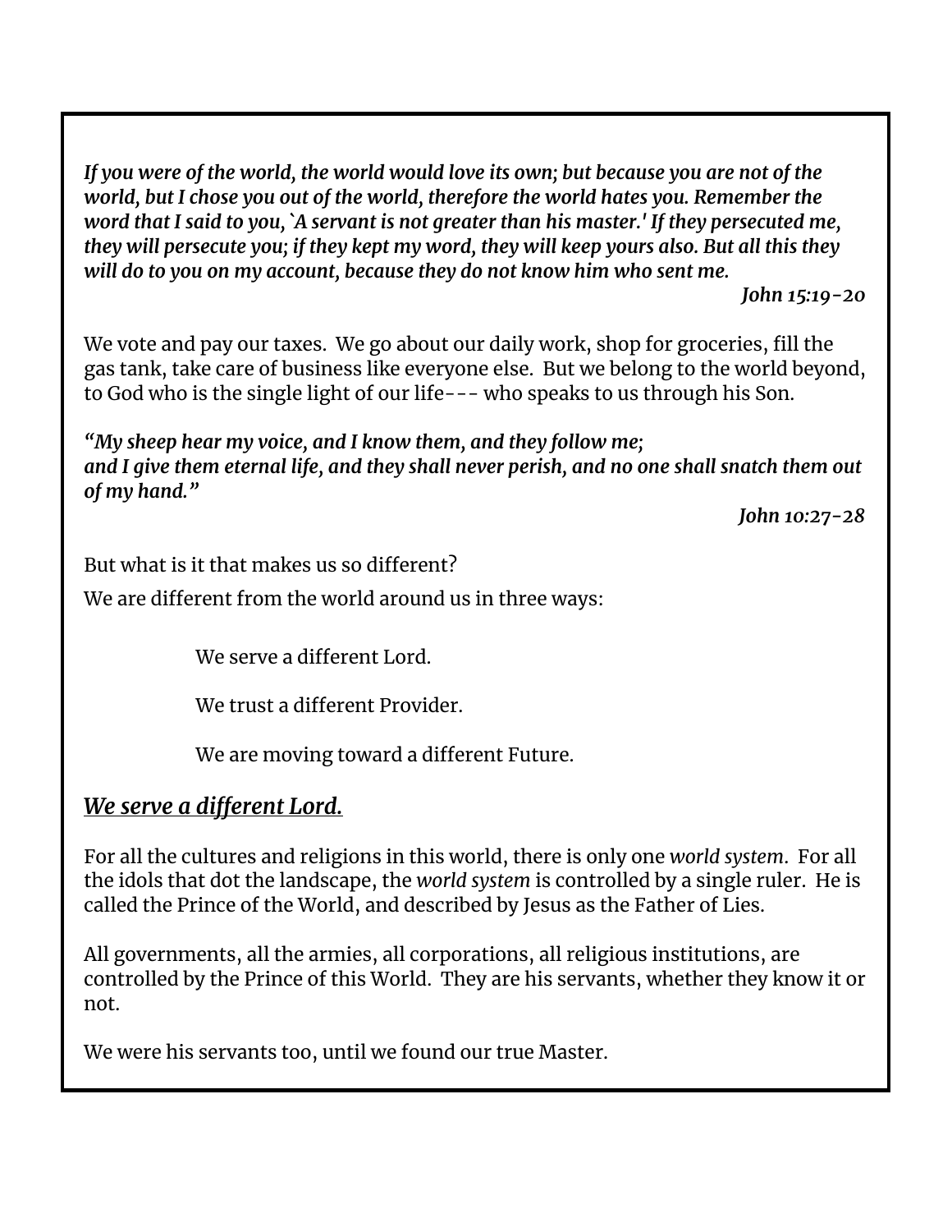***If you were of the world, the world would love its own; but because you are not of the world, but I chose you out of the world, therefore the world hates you. Remember the word that I said to you, `A servant is not greater than his master.' If they persecuted me, they will persecute you; if they kept my word, they will keep yours also. But all this they will do to you on my account, because they do not know him who sent me.***

***John 15:19-20***

We vote and pay our taxes. We go about our daily work, shop for groceries, fill the gas tank, take care of business like everyone else. But we belong to the world beyond, to God who is the single light of our life--- who speaks to us through his Son.

***"My sheep hear my voice, and I know them, and they follow me;***
***and I give them eternal life, and they shall never perish, and no one shall snatch them out of my hand."***

***John 10:27-28***

But what is it that makes us so different?

We are different from the world around us in three ways:

> We serve a different Lord.
>
> We trust a different Provider.
>
> We are moving toward a different Future.

## ***<u>We serve a different Lord.</u>***

For all the cultures and religions in this world, there is only one *world system*. For all the idols that dot the landscape, the *world system* is controlled by a single ruler. He is called the Prince of the World, and described by Jesus as the Father of Lies.

All governments, all the armies, all corporations, all religious institutions, are controlled by the Prince of this World. They are his servants, whether they know it or not.

We were his servants too, until we found our true Master.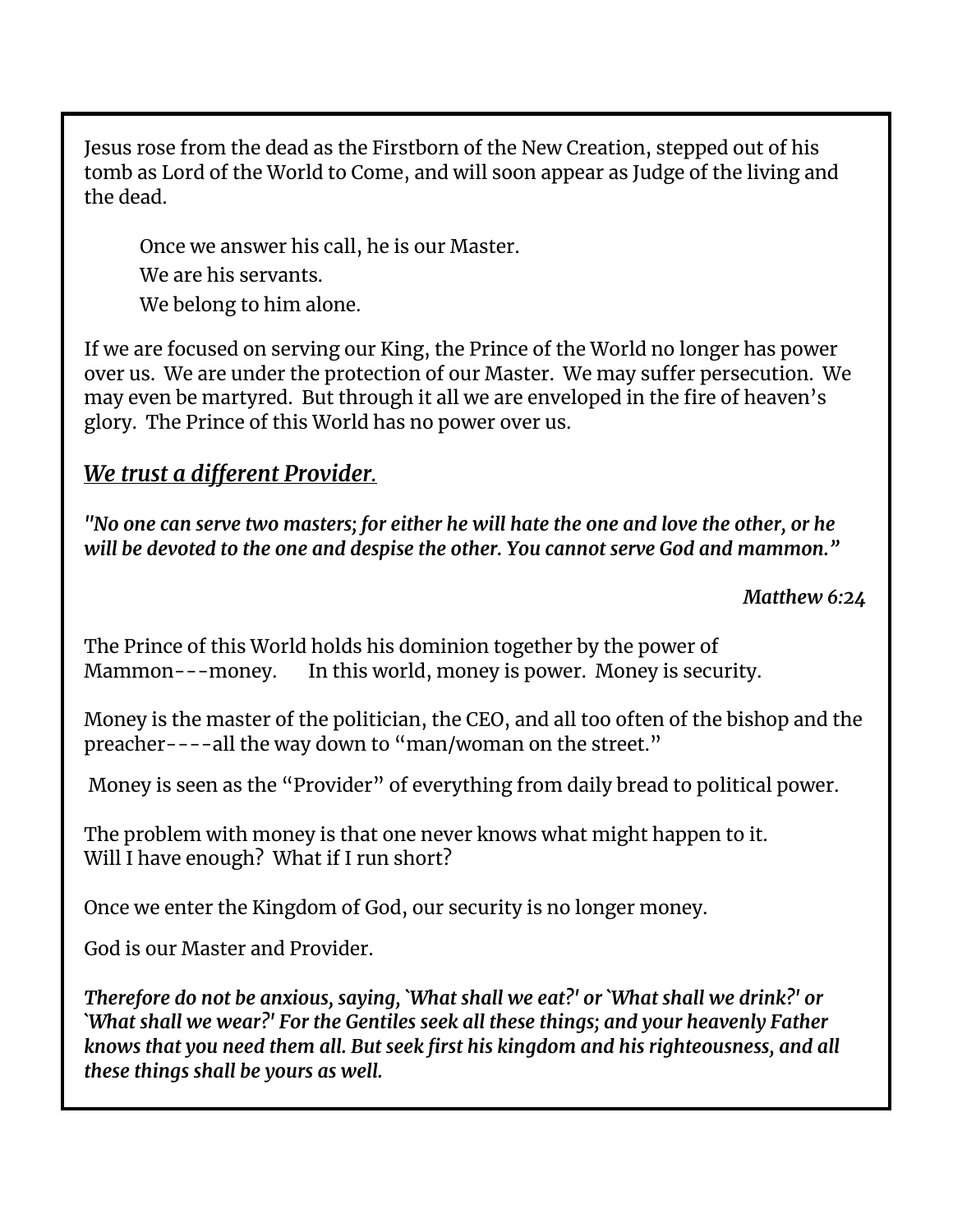Jesus rose from the dead as the Firstborn of the New Creation, stepped out of his tomb as Lord of the World to Come, and will soon appear as Judge of the living and the dead.

> Once we answer his call, he is our Master.
> We are his servants.
> We belong to him alone.

If we are focused on serving our King, the Prince of the World no longer has power over us. We are under the protection of our Master. We may suffer persecution. We may even be martyred. But through it all we are enveloped in the fire of heaven's glory. The Prince of this World has no power over us.

## ***We trust a different Provider.***

***"No one can serve two masters; for either he will hate the one and love the other, or he will be devoted to the one and despise the other. You cannot serve God and mammon."***

*Matthew 6:24*

The Prince of this World holds his dominion together by the power of Mammon---money. In this world, money is power. Money is security.

Money is the master of the politician, the CEO, and all too often of the bishop and the preacher----all the way down to "man/woman on the street."

Money is seen as the "Provider" of everything from daily bread to political power.

The problem with money is that one never knows what might happen to it.
Will I have enough? What if I run short?

Once we enter the Kingdom of God, our security is no longer money.

God is our Master and Provider.

***Therefore do not be anxious, saying, `What shall we eat?' or `What shall we drink?' or `What shall we wear?' For the Gentiles seek all these things; and your heavenly Father knows that you need them all. But seek first his kingdom and his righteousness, and all these things shall be yours as well.***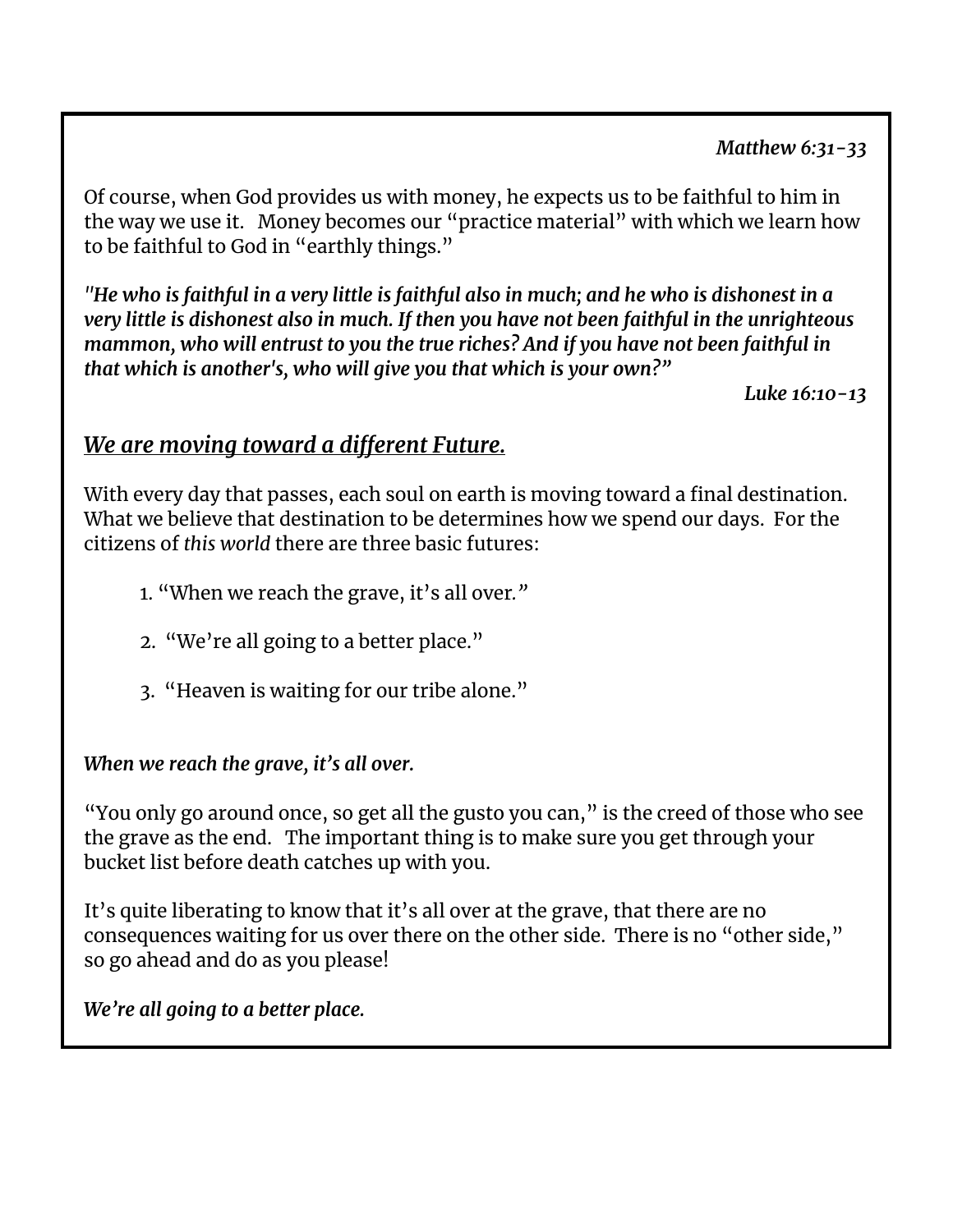*Matthew 6:31-33*

Of course, when God provides us with money, he expects us to be faithful to him in the way we use it. Money becomes our "practice material" with which we learn how to be faithful to God in "earthly things."

*"He who is faithful in a very little is faithful also in much; and he who is dishonest in a very little is dishonest also in much. If then you have not been faithful in the unrighteous mammon, who will entrust to you the true riches? And if you have not been faithful in that which is another's, who will give you that which is your own?"*

*Luke 16:10-13*

## ***We are moving toward a different Future.***

With every day that passes, each soul on earth is moving toward a final destination. What we believe that destination to be determines how we spend our days. For the citizens of *this world* there are three basic futures:

1. "When we reach the grave, it's all over."
2. "We're all going to a better place."
3. "Heaven is waiting for our tribe alone."

***When we reach the grave, it's all over.***

"You only go around once, so get all the gusto you can," is the creed of those who see the grave as the end. The important thing is to make sure you get through your bucket list before death catches up with you.

It's quite liberating to know that it's all over at the grave, that there are no consequences waiting for us over there on the other side. There is no "other side," so go ahead and do as you please!

***We're all going to a better place.***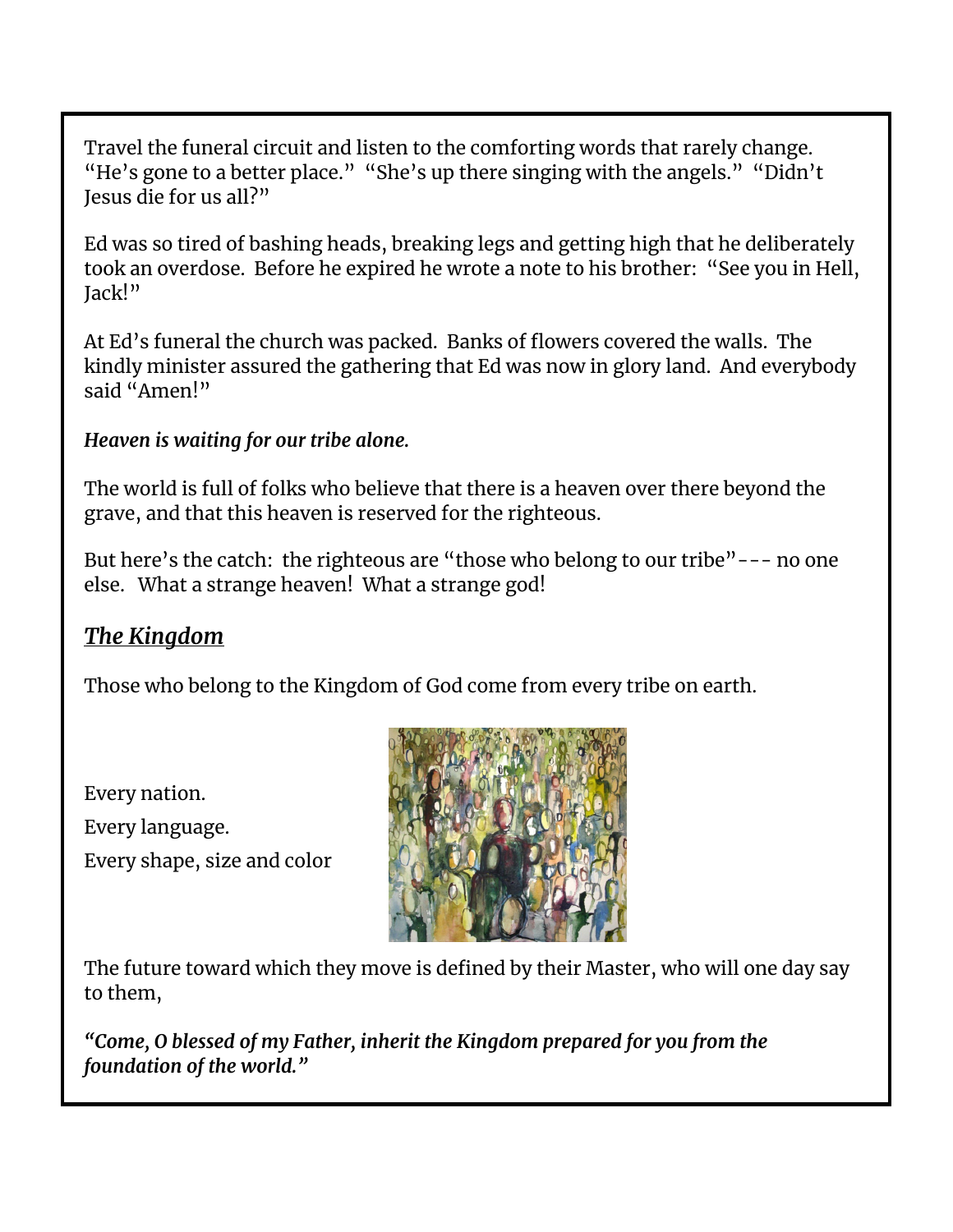Travel the funeral circuit and listen to the comforting words that rarely change. "He's gone to a better place." "She's up there singing with the angels." "Didn't Jesus die for us all?"

Ed was so tired of bashing heads, breaking legs and getting high that he deliberately took an overdose. Before he expired he wrote a note to his brother: "See you in Hell, Jack!"

At Ed's funeral the church was packed. Banks of flowers covered the walls. The kindly minister assured the gathering that Ed was now in glory land. And everybody said "Amen!"

***Heaven is waiting for our tribe alone.***

The world is full of folks who believe that there is a heaven over there beyond the grave, and that this heaven is reserved for the righteous.

But here's the catch: the righteous are "those who belong to our tribe"--- no one else. What a strange heaven! What a strange god!

## ***The Kingdom***

Those who belong to the Kingdom of God come from every tribe on earth.

Every nation.

Every language.

Every shape, size and color

The future toward which they move is defined by their Master, who will one day say to them,

***"Come, O blessed of my Father, inherit the Kingdom prepared for you from the foundation of the world."***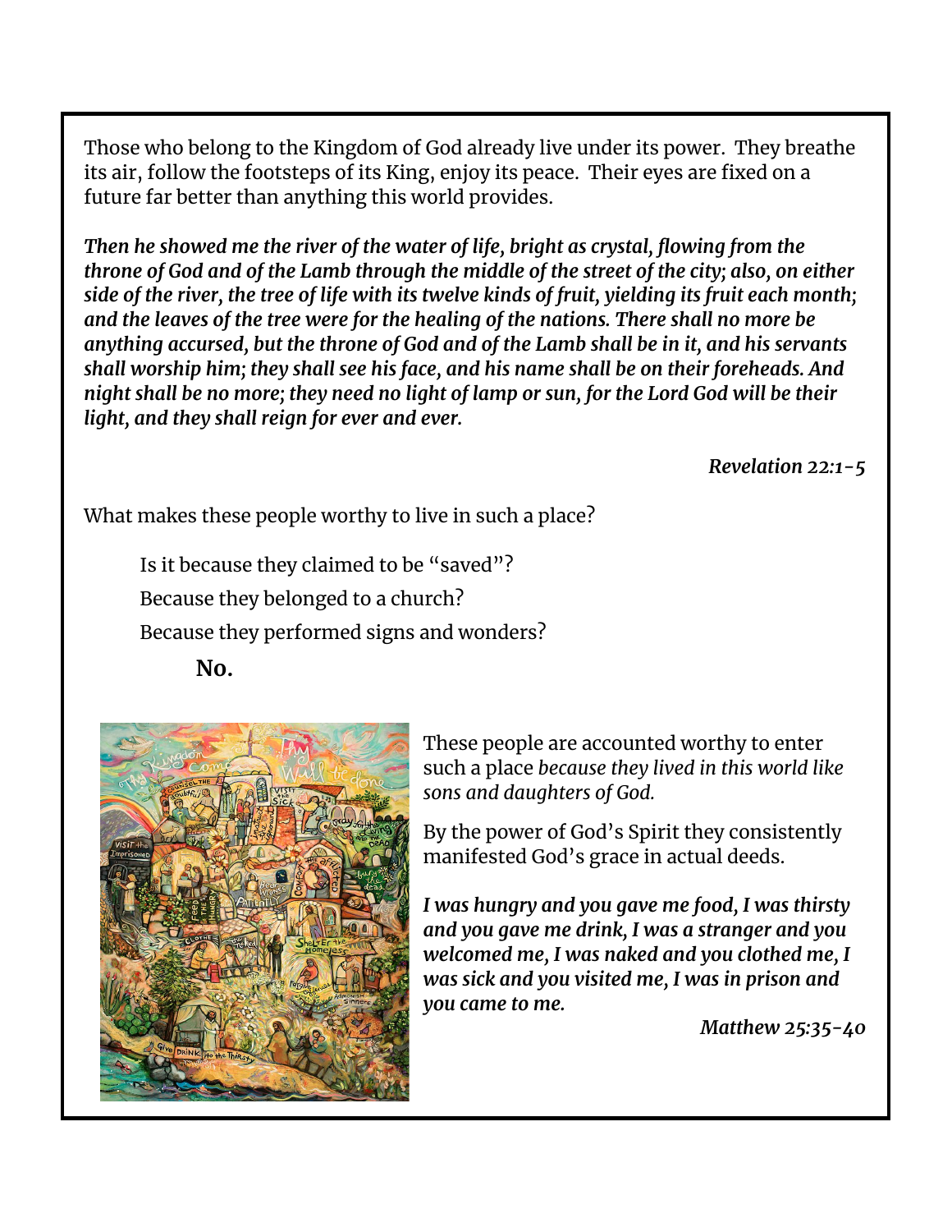Those who belong to the Kingdom of God already live under its power. They breathe its air, follow the footsteps of its King, enjoy its peace. Their eyes are fixed on a future far better than anything this world provides.

***Then he showed me the river of the water of life, bright as crystal, flowing from the throne of God and of the Lamb through the middle of the street of the city; also, on either side of the river, the tree of life with its twelve kinds of fruit, yielding its fruit each month; and the leaves of the tree were for the healing of the nations. There shall no more be anything accursed, but the throne of God and of the Lamb shall be in it, and his servants shall worship him; they shall see his face, and his name shall be on their foreheads. And night shall be no more; they need no light of lamp or sun, for the Lord God will be their light, and they shall reign for ever and ever.***

*Revelation 22:1-5*

What makes these people worthy to live in such a place?

Is it because they claimed to be "saved"?

Because they belonged to a church?

Because they performed signs and wonders?

**No.**

These people are accounted worthy to enter such a place *because they lived in this world like sons and daughters of God.*

By the power of God's Spirit they consistently manifested God's grace in actual deeds.

***I was hungry and you gave me food, I was thirsty and you gave me drink, I was a stranger and you welcomed me, I was naked and you clothed me, I was sick and you visited me, I was in prison and you came to me.***

*Matthew 25:35-40*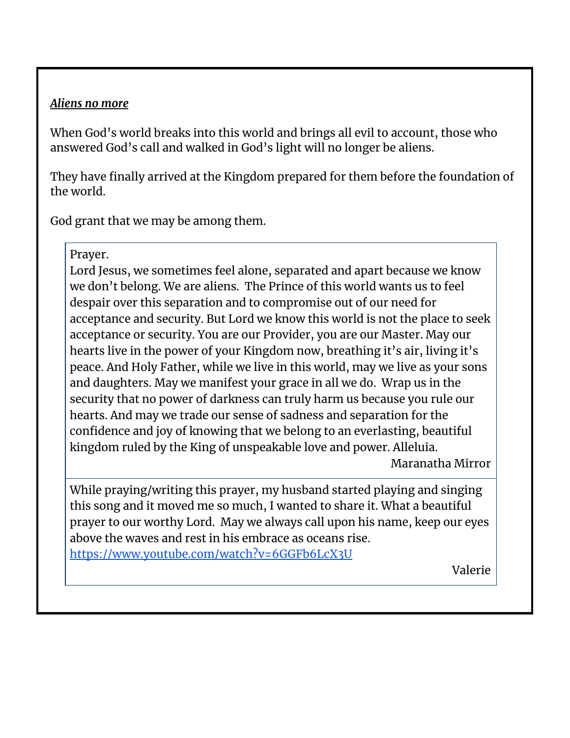***Aliens no more***

When God's world breaks into this world and brings all evil to account, those who answered God's call and walked in God's light will no longer be aliens.

They have finally arrived at the Kingdom prepared for them before the foundation of the world.

God grant that we may be among them.

Prayer.
Lord Jesus, we sometimes feel alone, separated and apart because we know we don't belong. We are aliens. The Prince of this world wants us to feel despair over this separation and to compromise out of our need for acceptance and security. But Lord we know this world is not the place to seek acceptance or security. You are our Provider, you are our Master. May our hearts live in the power of your Kingdom now, breathing it's air, living it's peace. And Holy Father, while we live in this world, may we live as your sons and daughters. May we manifest your grace in all we do. Wrap us in the security that no power of darkness can truly harm us because you rule our hearts. And may we trade our sense of sadness and separation for the confidence and joy of knowing that we belong to an everlasting, beautiful kingdom ruled by the King of unspeakable love and power. Alleluia.

Maranatha Mirror

While praying/writing this prayer, my husband started playing and singing this song and it moved me so much, I wanted to share it. What a beautiful prayer to our worthy Lord. May we always call upon his name, keep our eyes above the waves and rest in his embrace as oceans rise.
https://www.youtube.com/watch?v=6GGFb6LcX3U

Valerie